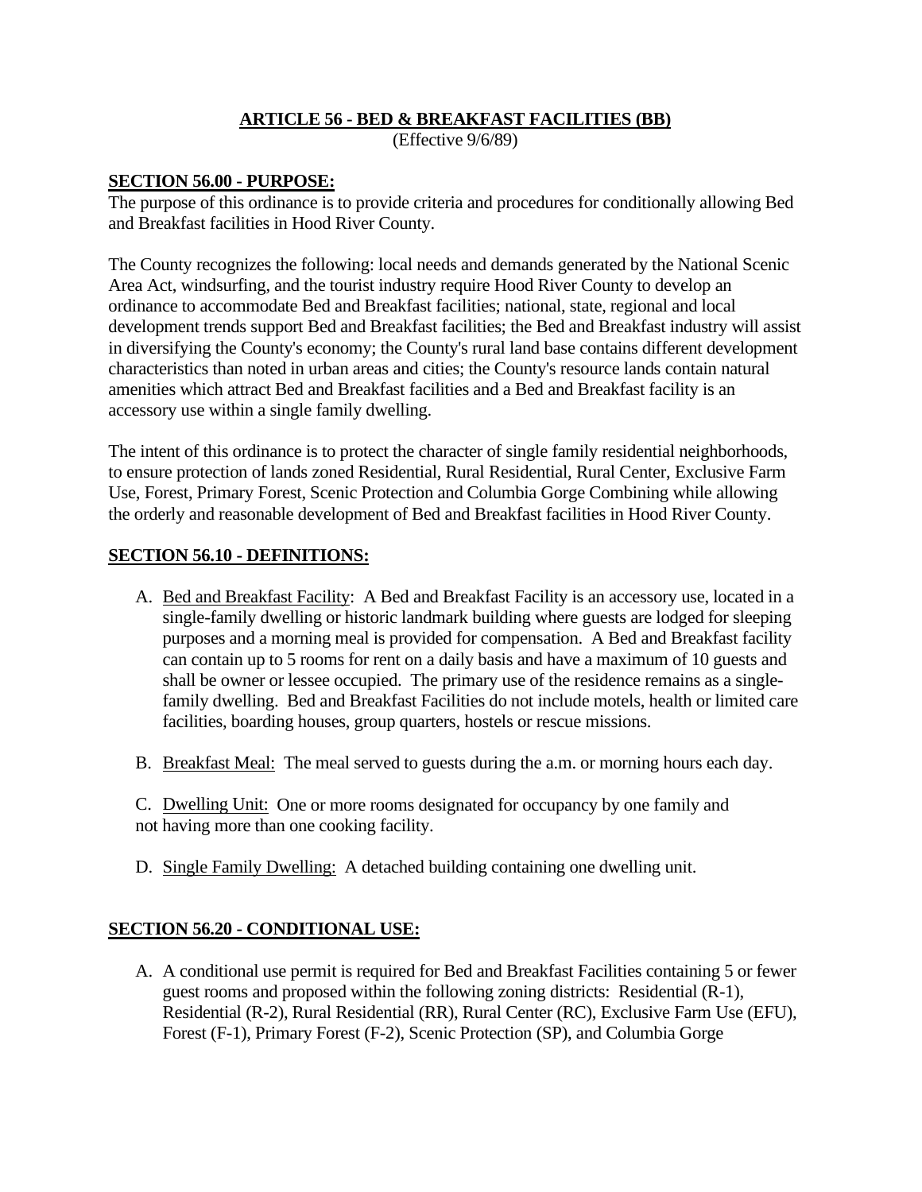# ARTICLE 56 - BED & BREAKFAST FACILITIES (BB)

(Effective 9/6/89)

## SECTION 56.00 - PURPOSE:

The purpose of this ordinance is to provide criteria and procedures for conditionally allowing Bed and Breakfast facilities in Hood River County.

The County recognizes the following: local needs and demands generated by the National Scenic Area Act, windsurfing, and the tourist industry require Hood River County to develop an ordinance to accommodate Bed and Breakfast facilities; national, state, regional and local development trends support Bed and Breakfast facilities; the Bed and Breakfast industry will assist in diversifying the County's economy; the County's rural land base contains different development characteristics than noted in urban areas and cities; the County's resource lands contain natural amenities which attract Bed and Breakfast facilities and a Bed and Breakfast facility is an accessory use within a single family dwelling.

The intent of this ordinance is to protect the character of single family residential neighborhoods, to ensure protection of lands zoned Residential, Rural Residential, Rural Center, Exclusive Farm Use, Forest, Primary Forest, Scenic Protection and Columbia Gorge Combining while allowing the orderly and reasonable development of Bed and Breakfast facilities in Hood River County.

## SECTION 56.10 - DEFINITIONS:

A. Bed and Breakfast Facility: A Bed and Breakfast Facility is an accessory use, located in a single-family dwelling or historic landmark building where guests are lodged for sleeping purposes and a morning meal is provided for compensation. A Bed and Breakfast facility can contain up to 5 rooms for rent on a daily basis and have a maximum of 10 guests and shall be owner or lessee occupied. The primary use of the residence remains as a single-family dwelling. Bed and Breakfast Facilities do not include motels, health or limited care facilities, boarding houses, group quarters, hostels or rescue missions.

B. Breakfast Meal: The meal served to guests during the a.m. or morning hours each day.

C. Dwelling Unit: One or more rooms designated for occupancy by one family and not having more than one cooking facility.

D. Single Family Dwelling: A detached building containing one dwelling unit.

## SECTION 56.20 - CONDITIONAL USE:

A. A conditional use permit is required for Bed and Breakfast Facilities containing 5 or fewer guest rooms and proposed within the following zoning districts: Residential (R-1), Residential (R-2), Rural Residential (RR), Rural Center (RC), Exclusive Farm Use (EFU), Forest (F-1), Primary Forest (F-2), Scenic Protection (SP), and Columbia Gorge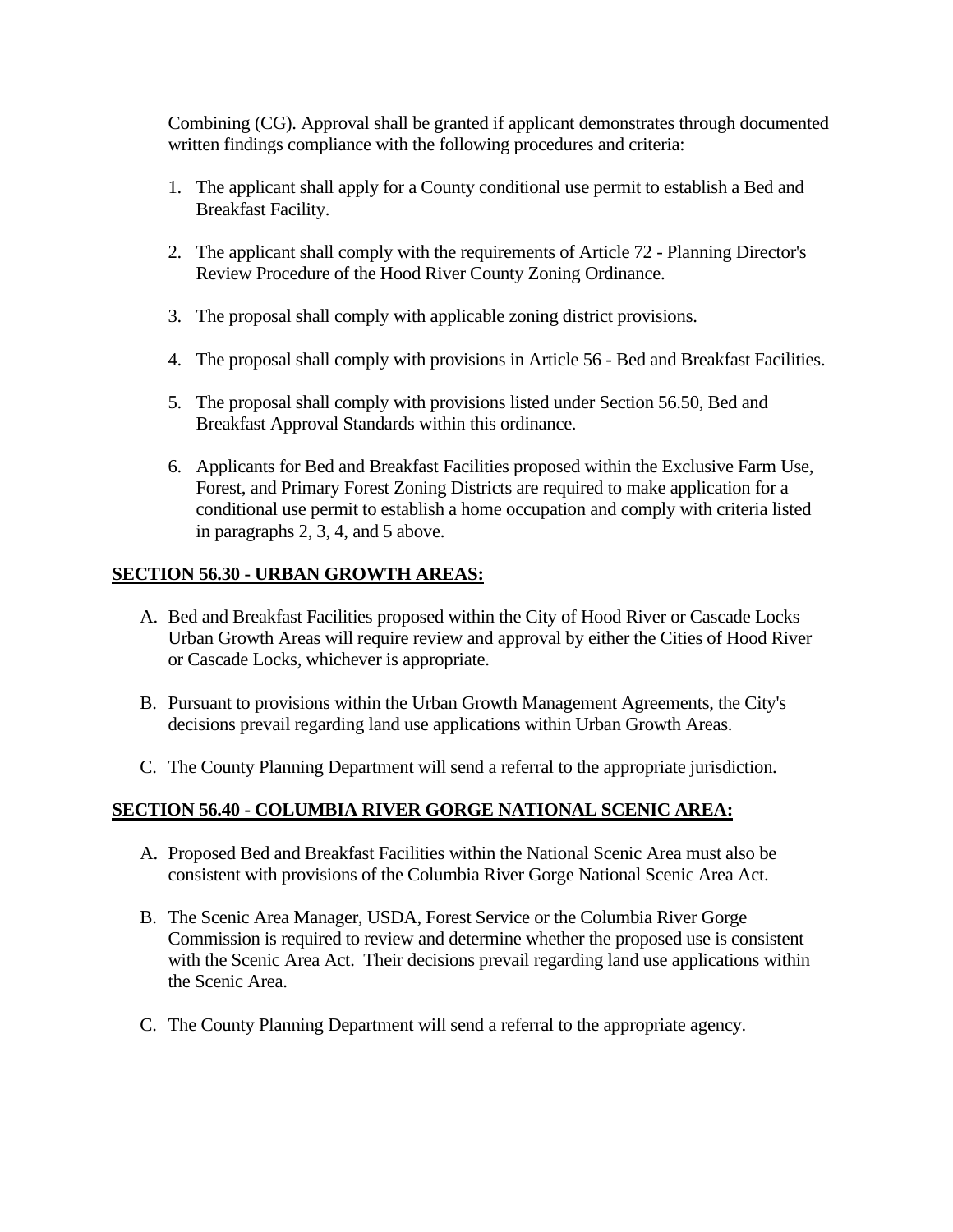Combining (CG). Approval shall be granted if applicant demonstrates through documented written findings compliance with the following procedures and criteria:

1. The applicant shall apply for a County conditional use permit to establish a Bed and Breakfast Facility.

2. The applicant shall comply with the requirements of Article 72 - Planning Director's Review Procedure of the Hood River County Zoning Ordinance.

3. The proposal shall comply with applicable zoning district provisions.

4. The proposal shall comply with provisions in Article 56 - Bed and Breakfast Facilities.

5. The proposal shall comply with provisions listed under Section 56.50, Bed and Breakfast Approval Standards within this ordinance.

6. Applicants for Bed and Breakfast Facilities proposed within the Exclusive Farm Use, Forest, and Primary Forest Zoning Districts are required to make application for a conditional use permit to establish a home occupation and comply with criteria listed in paragraphs 2, 3, 4, and 5 above.

## SECTION 56.30 - URBAN GROWTH AREAS:

A. Bed and Breakfast Facilities proposed within the City of Hood River or Cascade Locks Urban Growth Areas will require review and approval by either the Cities of Hood River or Cascade Locks, whichever is appropriate.

B. Pursuant to provisions within the Urban Growth Management Agreements, the City's decisions prevail regarding land use applications within Urban Growth Areas.

C. The County Planning Department will send a referral to the appropriate jurisdiction.

## SECTION 56.40 - COLUMBIA RIVER GORGE NATIONAL SCENIC AREA:

A. Proposed Bed and Breakfast Facilities within the National Scenic Area must also be consistent with provisions of the Columbia River Gorge National Scenic Area Act.

B. The Scenic Area Manager, USDA, Forest Service or the Columbia River Gorge Commission is required to review and determine whether the proposed use is consistent with the Scenic Area Act. Their decisions prevail regarding land use applications within the Scenic Area.

C. The County Planning Department will send a referral to the appropriate agency.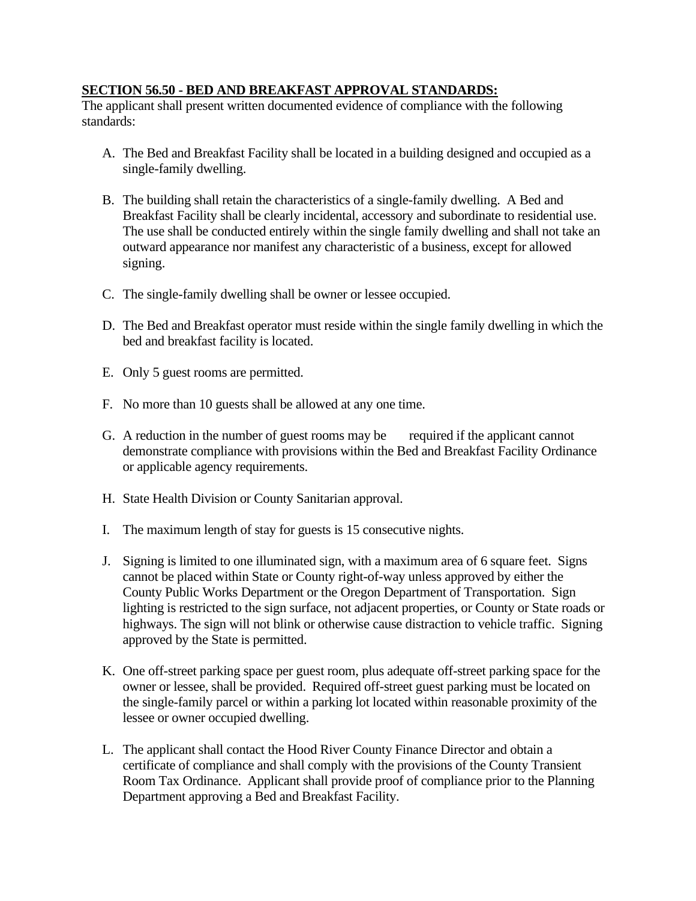**SECTION 56.50 - BED AND BREAKFAST APPROVAL STANDARDS:**

The applicant shall present written documented evidence of compliance with the following standards:

A. The Bed and Breakfast Facility shall be located in a building designed and occupied as a single-family dwelling.

B. The building shall retain the characteristics of a single-family dwelling. A Bed and Breakfast Facility shall be clearly incidental, accessory and subordinate to residential use. The use shall be conducted entirely within the single family dwelling and shall not take an outward appearance nor manifest any characteristic of a business, except for allowed signing.

C. The single-family dwelling shall be owner or lessee occupied.

D. The Bed and Breakfast operator must reside within the single family dwelling in which the bed and breakfast facility is located.

E. Only 5 guest rooms are permitted.

F. No more than 10 guests shall be allowed at any one time.

G. A reduction in the number of guest rooms may be required if the applicant cannot demonstrate compliance with provisions within the Bed and Breakfast Facility Ordinance or applicable agency requirements.

H. State Health Division or County Sanitarian approval.

I. The maximum length of stay for guests is 15 consecutive nights.

J. Signing is limited to one illuminated sign, with a maximum area of 6 square feet. Signs cannot be placed within State or County right-of-way unless approved by either the County Public Works Department or the Oregon Department of Transportation. Sign lighting is restricted to the sign surface, not adjacent properties, or County or State roads or highways. The sign will not blink or otherwise cause distraction to vehicle traffic. Signing approved by the State is permitted.

K. One off-street parking space per guest room, plus adequate off-street parking space for the owner or lessee, shall be provided. Required off-street guest parking must be located on the single-family parcel or within a parking lot located within reasonable proximity of the lessee or owner occupied dwelling.

L. The applicant shall contact the Hood River County Finance Director and obtain a certificate of compliance and shall comply with the provisions of the County Transient Room Tax Ordinance. Applicant shall provide proof of compliance prior to the Planning Department approving a Bed and Breakfast Facility.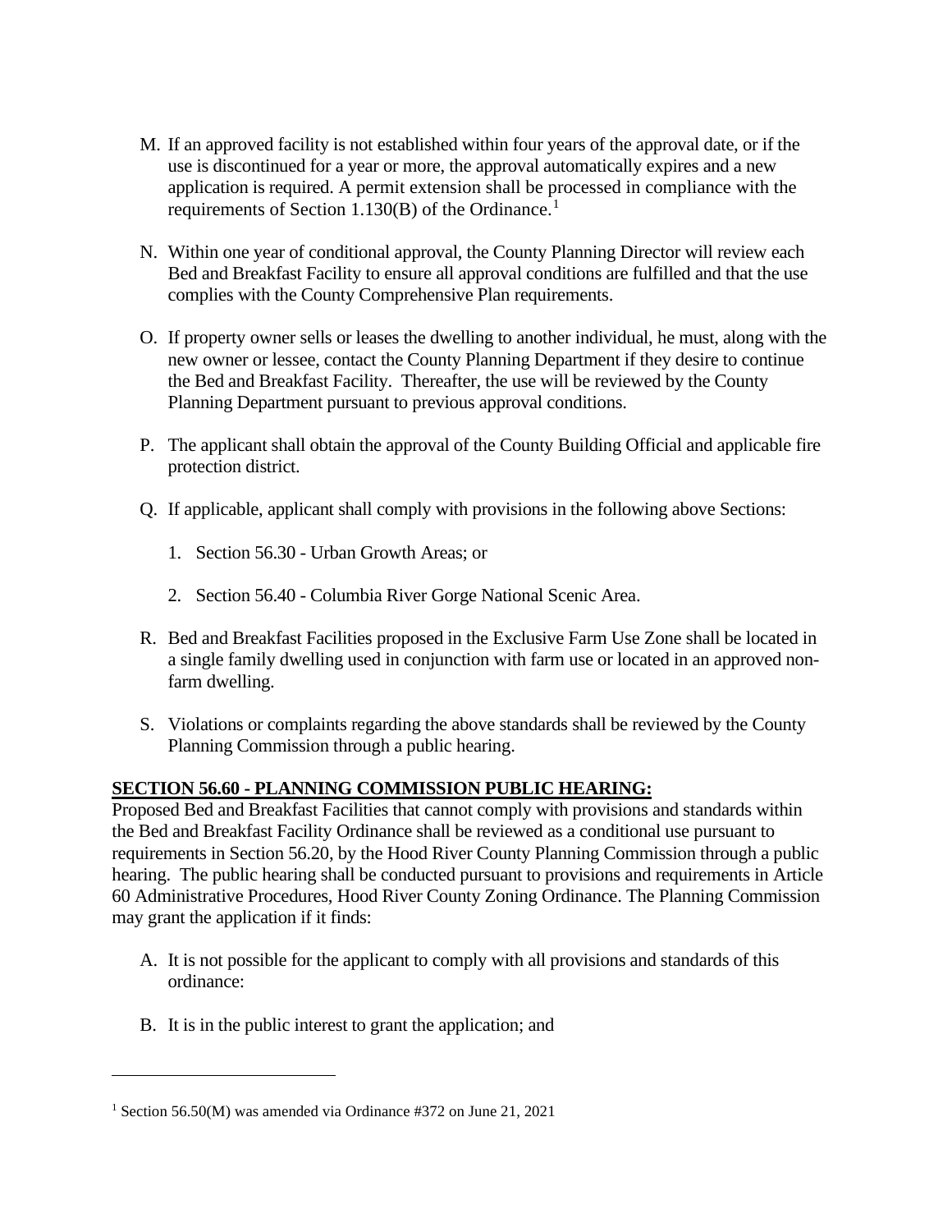M. If an approved facility is not established within four years of the approval date, or if the use is discontinued for a year or more, the approval automatically expires and a new application is required. A permit extension shall be processed in compliance with the requirements of Section 1.130(B) of the Ordinance.[1]

N. Within one year of conditional approval, the County Planning Director will review each Bed and Breakfast Facility to ensure all approval conditions are fulfilled and that the use complies with the County Comprehensive Plan requirements.

O. If property owner sells or leases the dwelling to another individual, he must, along with the new owner or lessee, contact the County Planning Department if they desire to continue the Bed and Breakfast Facility. Thereafter, the use will be reviewed by the County Planning Department pursuant to previous approval conditions.

P. The applicant shall obtain the approval of the County Building Official and applicable fire protection district.

Q. If applicable, applicant shall comply with provisions in the following above Sections:

   1. Section 56.30 - Urban Growth Areas; or

   2. Section 56.40 - Columbia River Gorge National Scenic Area.

R. Bed and Breakfast Facilities proposed in the Exclusive Farm Use Zone shall be located in a single family dwelling used in conjunction with farm use or located in an approved non-farm dwelling.

S. Violations or complaints regarding the above standards shall be reviewed by the County Planning Commission through a public hearing.

**SECTION 56.60 - PLANNING COMMISSION PUBLIC HEARING:**

Proposed Bed and Breakfast Facilities that cannot comply with provisions and standards within the Bed and Breakfast Facility Ordinance shall be reviewed as a conditional use pursuant to requirements in Section 56.20, by the Hood River County Planning Commission through a public hearing. The public hearing shall be conducted pursuant to provisions and requirements in Article 60 Administrative Procedures, Hood River County Zoning Ordinance. The Planning Commission may grant the application if it finds:

A. It is not possible for the applicant to comply with all provisions and standards of this ordinance:

B. It is in the public interest to grant the application; and

---

[1] Section 56.50(M) was amended via Ordinance #372 on June 21, 2021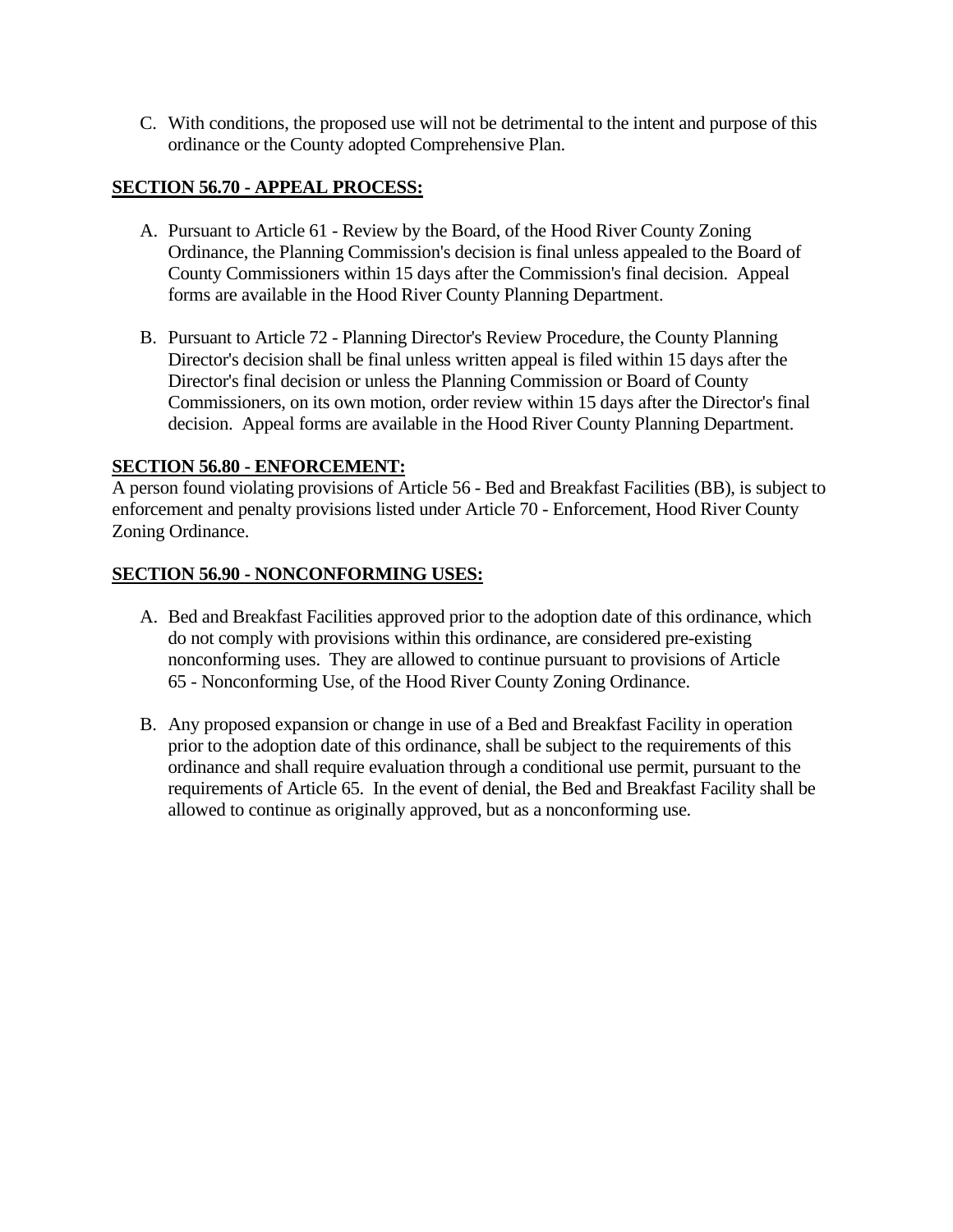C. With conditions, the proposed use will not be detrimental to the intent and purpose of this ordinance or the County adopted Comprehensive Plan.

**SECTION 56.70 - APPEAL PROCESS:**

A. Pursuant to Article 61 - Review by the Board, of the Hood River County Zoning Ordinance, the Planning Commission's decision is final unless appealed to the Board of County Commissioners within 15 days after the Commission's final decision. Appeal forms are available in the Hood River County Planning Department.

B. Pursuant to Article 72 - Planning Director's Review Procedure, the County Planning Director's decision shall be final unless written appeal is filed within 15 days after the Director's final decision or unless the Planning Commission or Board of County Commissioners, on its own motion, order review within 15 days after the Director's final decision. Appeal forms are available in the Hood River County Planning Department.

**SECTION 56.80 - ENFORCEMENT:**

A person found violating provisions of Article 56 - Bed and Breakfast Facilities (BB), is subject to enforcement and penalty provisions listed under Article 70 - Enforcement, Hood River County Zoning Ordinance.

**SECTION 56.90 - NONCONFORMING USES:**

A. Bed and Breakfast Facilities approved prior to the adoption date of this ordinance, which do not comply with provisions within this ordinance, are considered pre-existing nonconforming uses. They are allowed to continue pursuant to provisions of Article 65 - Nonconforming Use, of the Hood River County Zoning Ordinance.

B. Any proposed expansion or change in use of a Bed and Breakfast Facility in operation prior to the adoption date of this ordinance, shall be subject to the requirements of this ordinance and shall require evaluation through a conditional use permit, pursuant to the requirements of Article 65. In the event of denial, the Bed and Breakfast Facility shall be allowed to continue as originally approved, but as a nonconforming use.